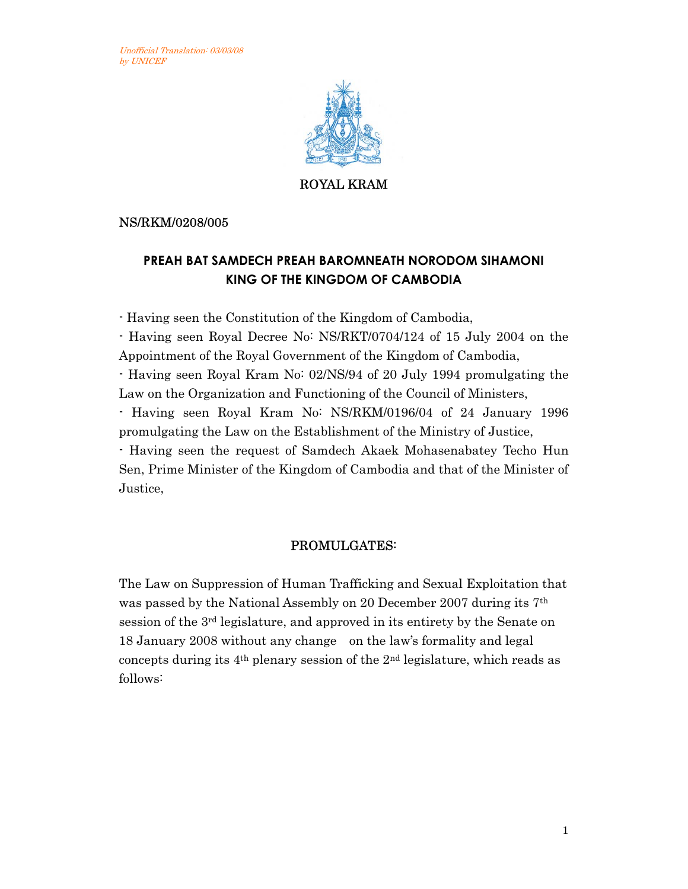*Unofficial Translation: 03/03/08*
*by UNICEF*

ROYAL KRAM

NS/RKM/0208/005

## PREAH BAT SAMDECH PREAH BAROMNEATH NORODOM SIHAMONI KING OF THE KINGDOM OF CAMBODIA

- Having seen the Constitution of the Kingdom of Cambodia,
- Having seen Royal Decree No: NS/RKT/0704/124 of 15 July 2004 on the Appointment of the Royal Government of the Kingdom of Cambodia,
- Having seen Royal Kram No: 02/NS/94 of 20 July 1994 promulgating the Law on the Organization and Functioning of the Council of Ministers,
- Having seen Royal Kram No: NS/RKM/0196/04 of 24 January 1996 promulgating the Law on the Establishment of the Ministry of Justice,
- Having seen the request of Samdech Akaek Mohasenabatey Techo Hun Sen, Prime Minister of the Kingdom of Cambodia and that of the Minister of Justice,

PROMULGATES:

The Law on Suppression of Human Trafficking and Sexual Exploitation that was passed by the National Assembly on 20 December 2007 during its 7th session of the 3rd legislature, and approved in its entirety by the Senate on 18 January 2008 without any change on the law's formality and legal concepts during its 4th plenary session of the 2nd legislature, which reads as follows: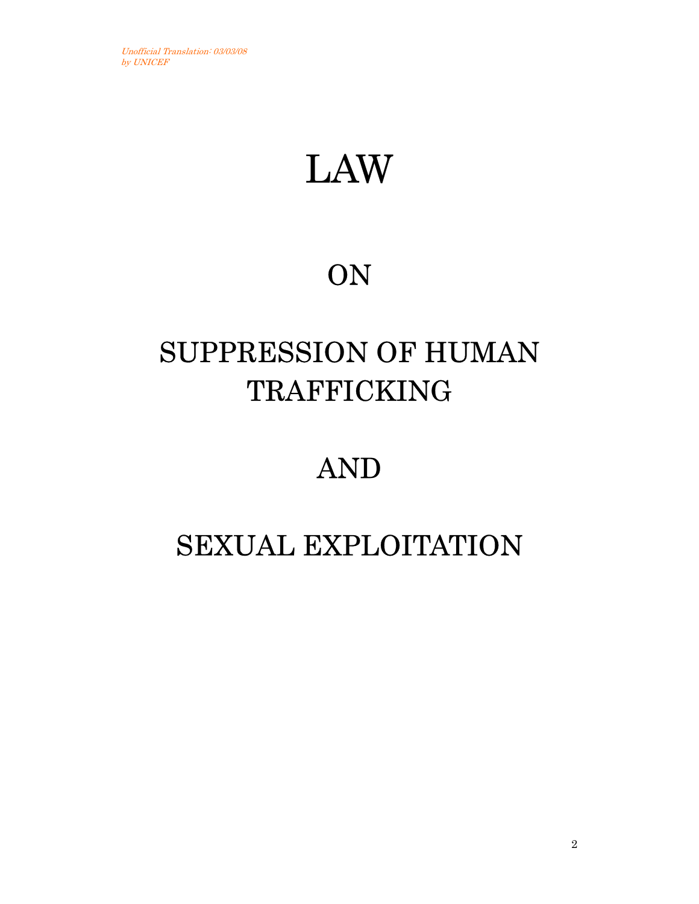*Unofficial Translation: 03/03/08*
*by UNICEF*

# LAW

# ON

# SUPPRESSION OF HUMAN TRAFFICKING

# AND

# SEXUAL EXPLOITATION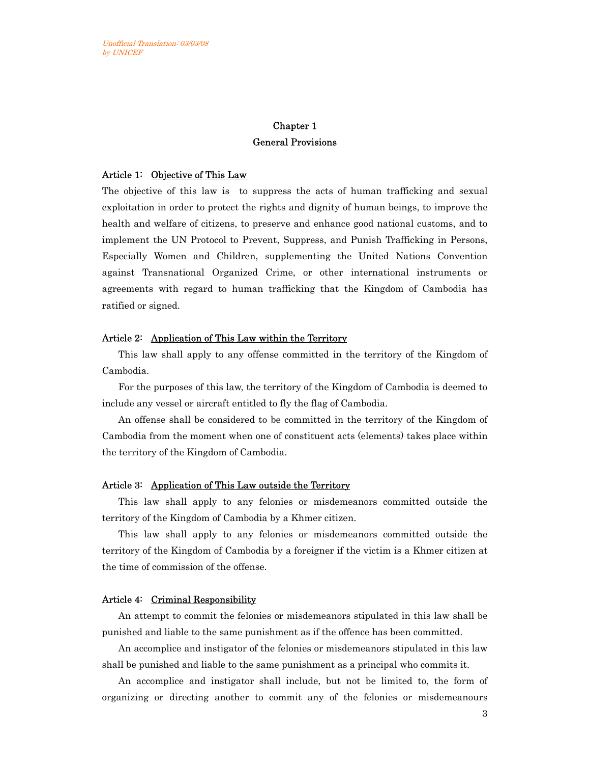*Unofficial Translation: 03/03/08*
*by UNICEF*

## Chapter 1
## General Provisions

**Article 1: <u>Objective of This Law</u>**

The objective of this law is to suppress the acts of human trafficking and sexual exploitation in order to protect the rights and dignity of human beings, to improve the health and welfare of citizens, to preserve and enhance good national customs, and to implement the UN Protocol to Prevent, Suppress, and Punish Trafficking in Persons, Especially Women and Children, supplementing the United Nations Convention against Transnational Organized Crime, or other international instruments or agreements with regard to human trafficking that the Kingdom of Cambodia has ratified or signed.

**Article 2: <u>Application of This Law within the Territory</u>**

This law shall apply to any offense committed in the territory of the Kingdom of Cambodia.

For the purposes of this law, the territory of the Kingdom of Cambodia is deemed to include any vessel or aircraft entitled to fly the flag of Cambodia.

An offense shall be considered to be committed in the territory of the Kingdom of Cambodia from the moment when one of constituent acts (elements) takes place within the territory of the Kingdom of Cambodia.

**Article 3: <u>Application of This Law outside the Territory</u>**

This law shall apply to any felonies or misdemeanors committed outside the territory of the Kingdom of Cambodia by a Khmer citizen.

This law shall apply to any felonies or misdemeanors committed outside the territory of the Kingdom of Cambodia by a foreigner if the victim is a Khmer citizen at the time of commission of the offense.

**Article 4: <u>Criminal Responsibility</u>**

An attempt to commit the felonies or misdemeanors stipulated in this law shall be punished and liable to the same punishment as if the offence has been committed.

An accomplice and instigator of the felonies or misdemeanors stipulated in this law shall be punished and liable to the same punishment as a principal who commits it.

An accomplice and instigator shall include, but not be limited to, the form of organizing or directing another to commit any of the felonies or misdemeanours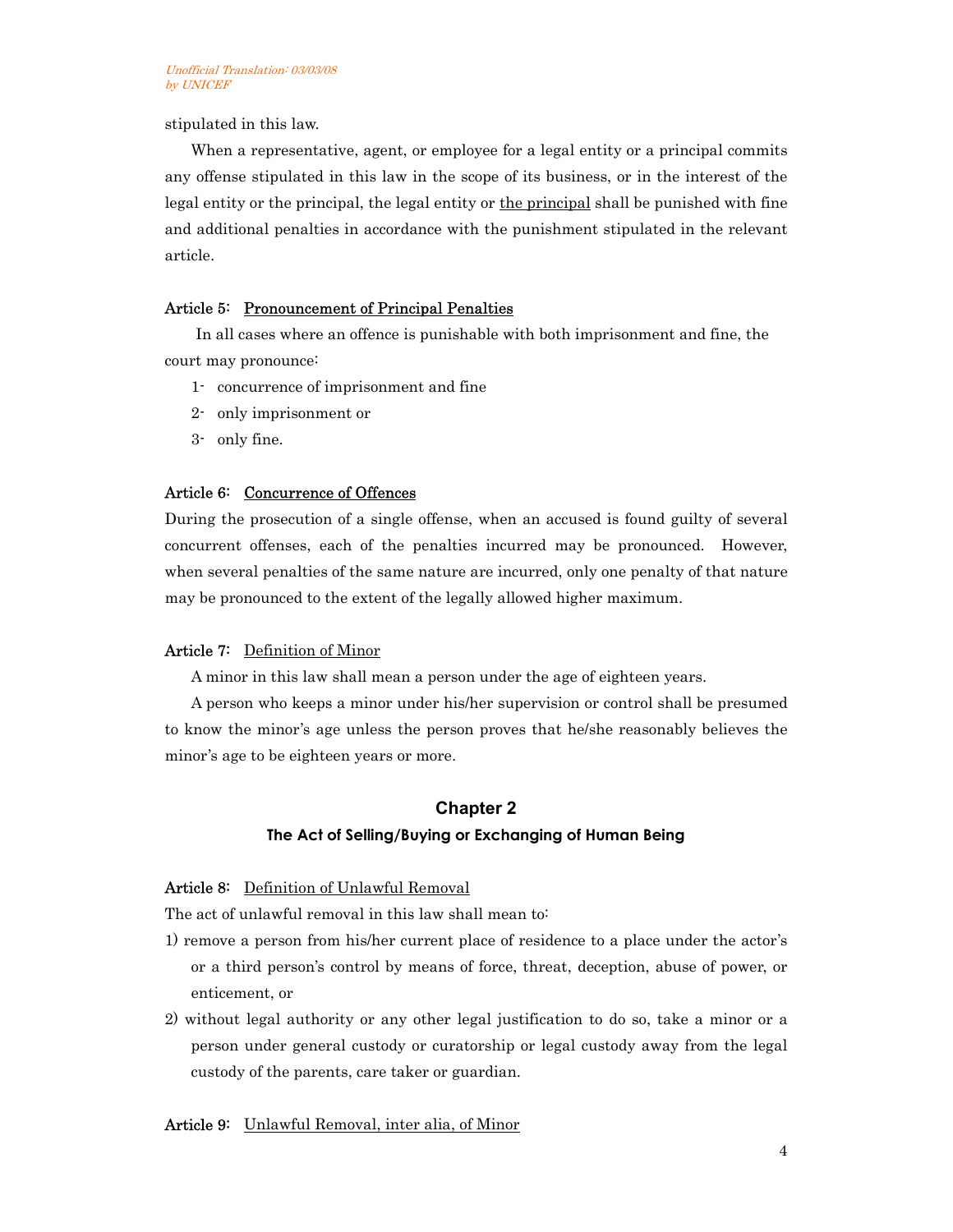stipulated in this law.

When a representative, agent, or employee for a legal entity or a principal commits any offense stipulated in this law in the scope of its business, or in the interest of the legal entity or the principal, the legal entity or <u>the principal</u> shall be punished with fine and additional penalties in accordance with the punishment stipulated in the relevant article.

**Article 5:** <u>Pronouncement of Principal Penalties</u>

In all cases where an offence is punishable with both imprisonment and fine, the court may pronounce:

1- concurrence of imprisonment and fine
2- only imprisonment or
3- only fine.

**Article 6:** <u>Concurrence of Offences</u>

During the prosecution of a single offense, when an accused is found guilty of several concurrent offenses, each of the penalties incurred may be pronounced. However, when several penalties of the same nature are incurred, only one penalty of that nature may be pronounced to the extent of the legally allowed higher maximum.

**Article 7:** <u>Definition of Minor</u>

A minor in this law shall mean a person under the age of eighteen years.

A person who keeps a minor under his/her supervision or control shall be presumed to know the minor's age unless the person proves that he/she reasonably believes the minor's age to be eighteen years or more.

## Chapter 2

### The Act of Selling/Buying or Exchanging of Human Being

**Article 8:** <u>Definition of Unlawful Removal</u>

The act of unlawful removal in this law shall mean to:

1) remove a person from his/her current place of residence to a place under the actor's or a third person's control by means of force, threat, deception, abuse of power, or enticement, or
2) without legal authority or any other legal justification to do so, take a minor or a person under general custody or curatorship or legal custody away from the legal custody of the parents, care taker or guardian.

**Article 9:** <u>Unlawful Removal, inter alia, of Minor</u>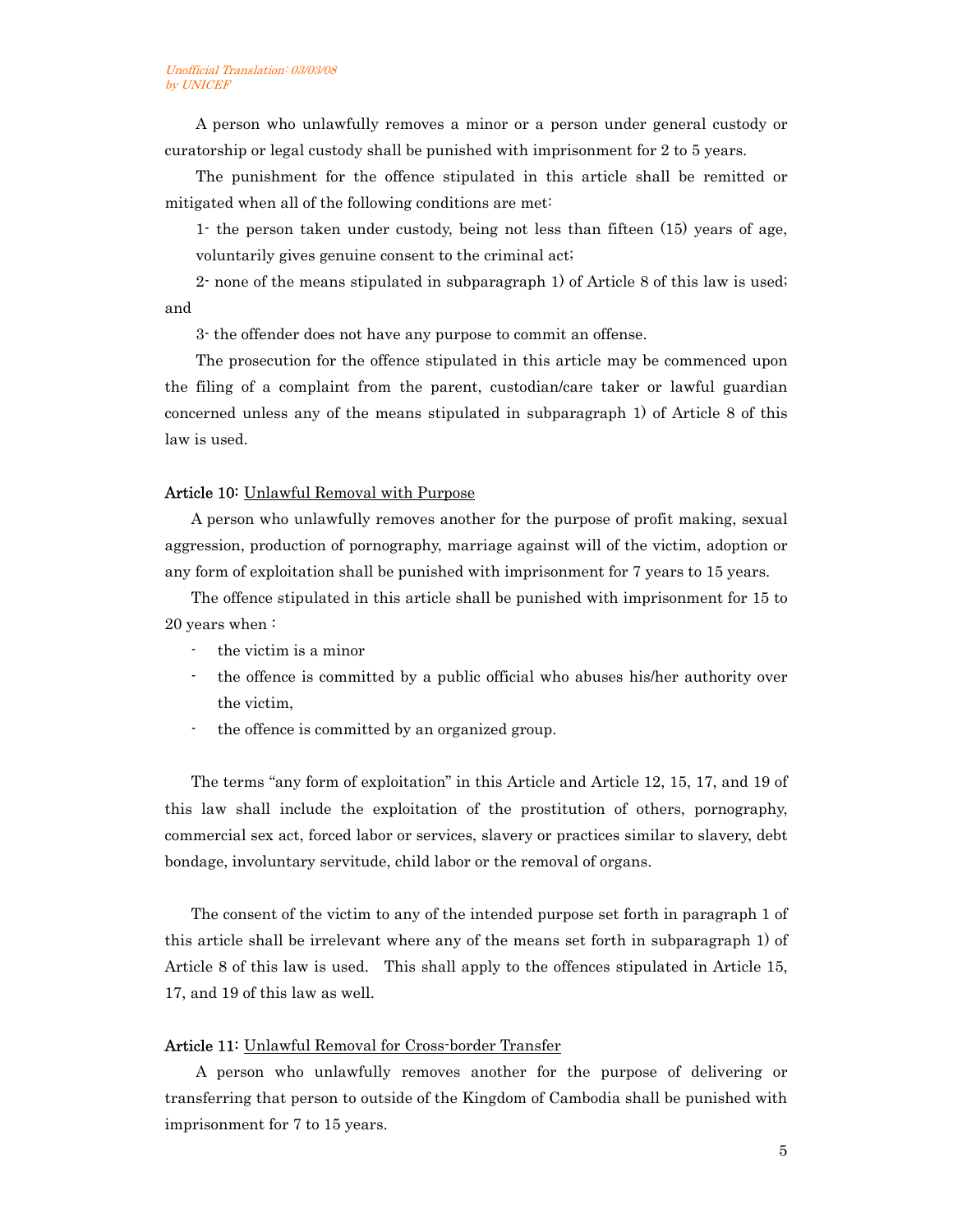*Unofficial Translation: 03/03/08*
*by UNICEF*

A person who unlawfully removes a minor or a person under general custody or curatorship or legal custody shall be punished with imprisonment for 2 to 5 years.

The punishment for the offence stipulated in this article shall be remitted or mitigated when all of the following conditions are met:

1- the person taken under custody, being not less than fifteen (15) years of age, voluntarily gives genuine consent to the criminal act;

2- none of the means stipulated in subparagraph 1) of Article 8 of this law is used; and

3- the offender does not have any purpose to commit an offense.

The prosecution for the offence stipulated in this article may be commenced upon the filing of a complaint from the parent, custodian/care taker or lawful guardian concerned unless any of the means stipulated in subparagraph 1) of Article 8 of this law is used.

**Article 10:** Unlawful Removal with Purpose

A person who unlawfully removes another for the purpose of profit making, sexual aggression, production of pornography, marriage against will of the victim, adoption or any form of exploitation shall be punished with imprisonment for 7 years to 15 years.

The offence stipulated in this article shall be punished with imprisonment for 15 to 20 years when :

- the victim is a minor
- the offence is committed by a public official who abuses his/her authority over the victim,
- the offence is committed by an organized group.

The terms "any form of exploitation" in this Article and Article 12, 15, 17, and 19 of this law shall include the exploitation of the prostitution of others, pornography, commercial sex act, forced labor or services, slavery or practices similar to slavery, debt bondage, involuntary servitude, child labor or the removal of organs.

The consent of the victim to any of the intended purpose set forth in paragraph 1 of this article shall be irrelevant where any of the means set forth in subparagraph 1) of Article 8 of this law is used. This shall apply to the offences stipulated in Article 15, 17, and 19 of this law as well.

**Article 11:** Unlawful Removal for Cross-border Transfer

A person who unlawfully removes another for the purpose of delivering or transferring that person to outside of the Kingdom of Cambodia shall be punished with imprisonment for 7 to 15 years.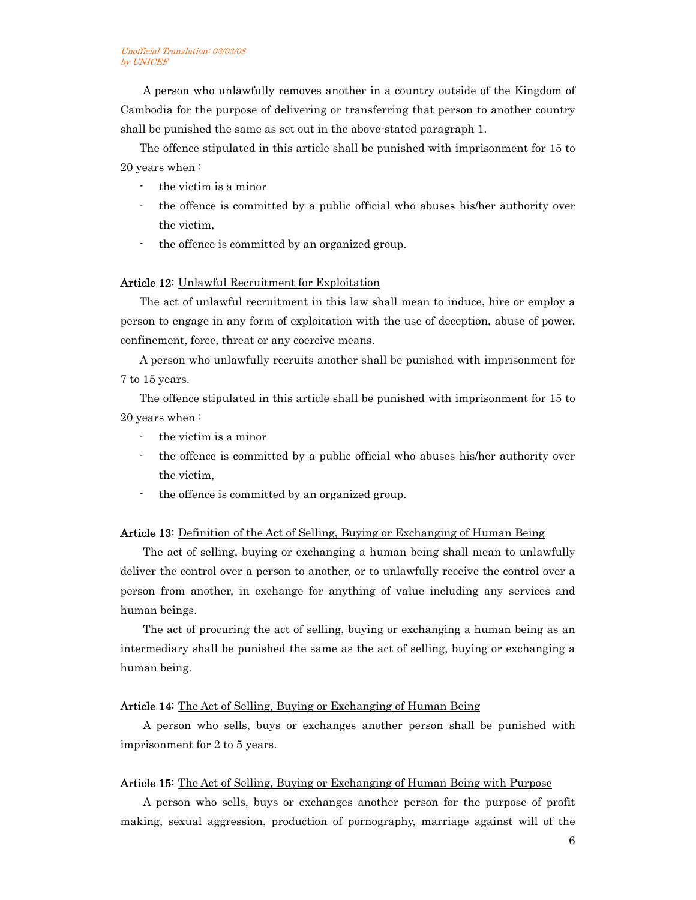A person who unlawfully removes another in a country outside of the Kingdom of Cambodia for the purpose of delivering or transferring that person to another country shall be punished the same as set out in the above-stated paragraph 1.

The offence stipulated in this article shall be punished with imprisonment for 15 to 20 years when :

- the victim is a minor
- the offence is committed by a public official who abuses his/her authority over the victim,
- the offence is committed by an organized group.

**Article 12:** Unlawful Recruitment for Exploitation

The act of unlawful recruitment in this law shall mean to induce, hire or employ a person to engage in any form of exploitation with the use of deception, abuse of power, confinement, force, threat or any coercive means.

A person who unlawfully recruits another shall be punished with imprisonment for 7 to 15 years.

The offence stipulated in this article shall be punished with imprisonment for 15 to 20 years when :

- the victim is a minor
- the offence is committed by a public official who abuses his/her authority over the victim,
- the offence is committed by an organized group.

**Article 13:** Definition of the Act of Selling, Buying or Exchanging of Human Being

The act of selling, buying or exchanging a human being shall mean to unlawfully deliver the control over a person to another, or to unlawfully receive the control over a person from another, in exchange for anything of value including any services and human beings.

The act of procuring the act of selling, buying or exchanging a human being as an intermediary shall be punished the same as the act of selling, buying or exchanging a human being.

**Article 14:** The Act of Selling, Buying or Exchanging of Human Being

A person who sells, buys or exchanges another person shall be punished with imprisonment for 2 to 5 years.

**Article 15:** The Act of Selling, Buying or Exchanging of Human Being with Purpose

A person who sells, buys or exchanges another person for the purpose of profit making, sexual aggression, production of pornography, marriage against will of the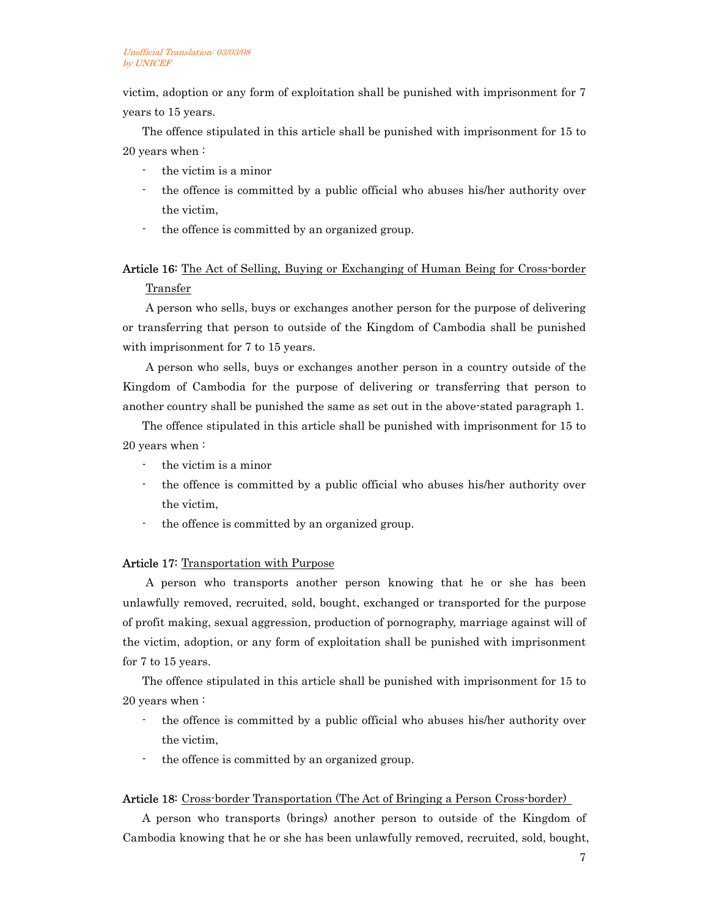victim, adoption or any form of exploitation shall be punished with imprisonment for 7 years to 15 years.

The offence stipulated in this article shall be punished with imprisonment for 15 to 20 years when :

- the victim is a minor
- the offence is committed by a public official who abuses his/her authority over the victim,
- the offence is committed by an organized group.

**Article 16:** The Act of Selling, Buying or Exchanging of Human Being for Cross-border Transfer

A person who sells, buys or exchanges another person for the purpose of delivering or transferring that person to outside of the Kingdom of Cambodia shall be punished with imprisonment for 7 to 15 years.

A person who sells, buys or exchanges another person in a country outside of the Kingdom of Cambodia for the purpose of delivering or transferring that person to another country shall be punished the same as set out in the above-stated paragraph 1.

The offence stipulated in this article shall be punished with imprisonment for 15 to 20 years when :

- the victim is a minor
- the offence is committed by a public official who abuses his/her authority over the victim,
- the offence is committed by an organized group.

**Article 17:** Transportation with Purpose

A person who transports another person knowing that he or she has been unlawfully removed, recruited, sold, bought, exchanged or transported for the purpose of profit making, sexual aggression, production of pornography, marriage against will of the victim, adoption, or any form of exploitation shall be punished with imprisonment for 7 to 15 years.

The offence stipulated in this article shall be punished with imprisonment for 15 to 20 years when :

- the offence is committed by a public official who abuses his/her authority over the victim,
- the offence is committed by an organized group.

**Article 18:** Cross-border Transportation (The Act of Bringing a Person Cross-border)

A person who transports (brings) another person to outside of the Kingdom of Cambodia knowing that he or she has been unlawfully removed, recruited, sold, bought,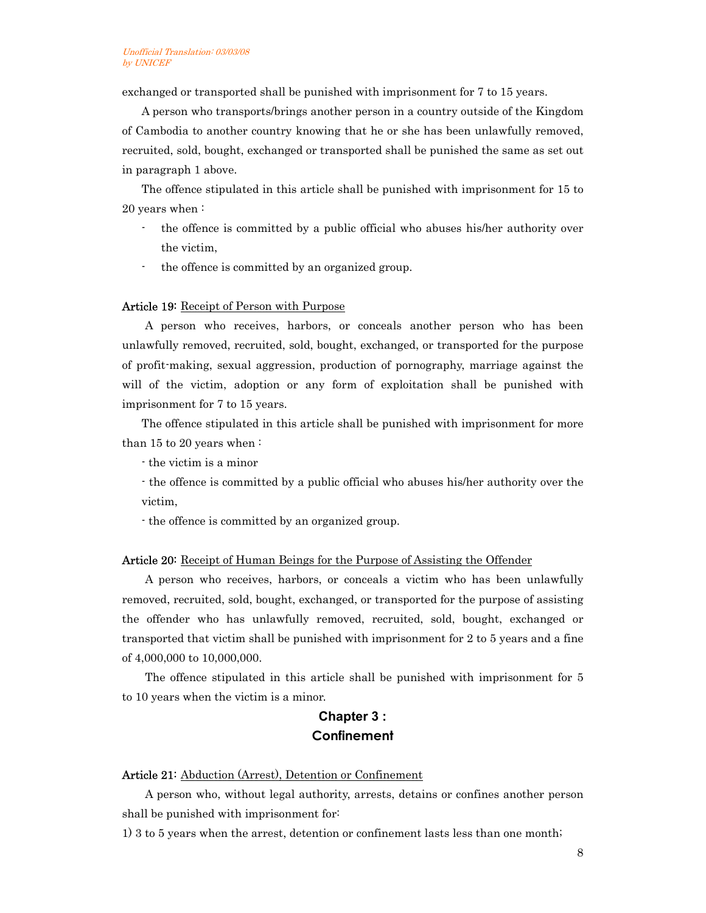exchanged or transported shall be punished with imprisonment for 7 to 15 years.

A person who transports/brings another person in a country outside of the Kingdom of Cambodia to another country knowing that he or she has been unlawfully removed, recruited, sold, bought, exchanged or transported shall be punished the same as set out in paragraph 1 above.

The offence stipulated in this article shall be punished with imprisonment for 15 to 20 years when :

- the offence is committed by a public official who abuses his/her authority over the victim,
- the offence is committed by an organized group.

**Article 19:** Receipt of Person with Purpose

A person who receives, harbors, or conceals another person who has been unlawfully removed, recruited, sold, bought, exchanged, or transported for the purpose of profit-making, sexual aggression, production of pornography, marriage against the will of the victim, adoption or any form of exploitation shall be punished with imprisonment for 7 to 15 years.

The offence stipulated in this article shall be punished with imprisonment for more than 15 to 20 years when :

- the victim is a minor
- the offence is committed by a public official who abuses his/her authority over the victim,
- the offence is committed by an organized group.

**Article 20:** Receipt of Human Beings for the Purpose of Assisting the Offender

A person who receives, harbors, or conceals a victim who has been unlawfully removed, recruited, sold, bought, exchanged, or transported for the purpose of assisting the offender who has unlawfully removed, recruited, sold, bought, exchanged or transported that victim shall be punished with imprisonment for 2 to 5 years and a fine of 4,000,000 to 10,000,000.

The offence stipulated in this article shall be punished with imprisonment for 5 to 10 years when the victim is a minor.

## Chapter 3 : Confinement

**Article 21:** Abduction (Arrest), Detention or Confinement

A person who, without legal authority, arrests, detains or confines another person shall be punished with imprisonment for:

1) 3 to 5 years when the arrest, detention or confinement lasts less than one month;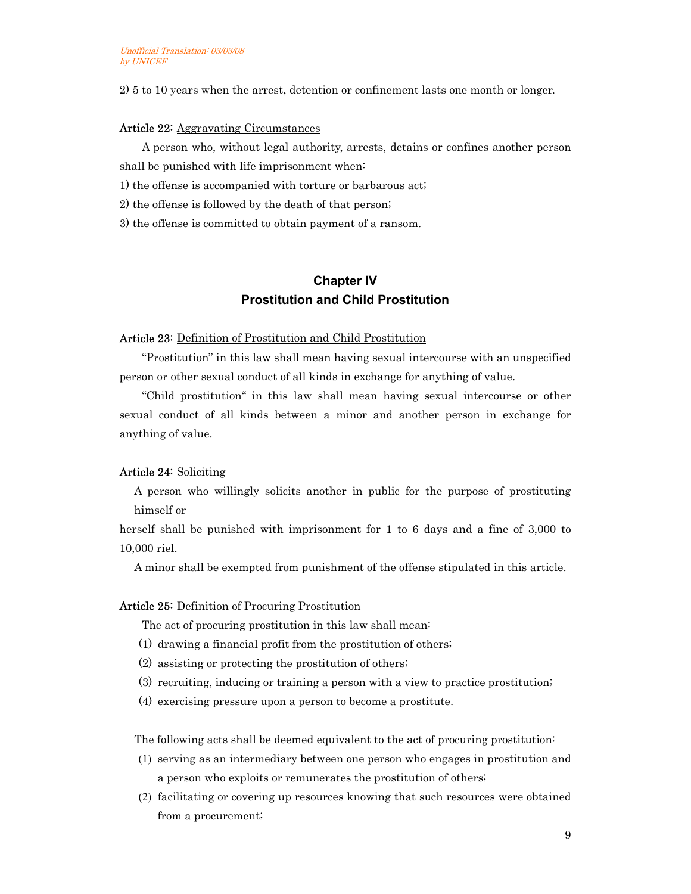2) 5 to 10 years when the arrest, detention or confinement lasts one month or longer.

**Article 22:** Aggravating Circumstances

A person who, without legal authority, arrests, detains or confines another person shall be punished with life imprisonment when:

1) the offense is accompanied with torture or barbarous act;

2) the offense is followed by the death of that person;

3) the offense is committed to obtain payment of a ransom.

## Chapter IV
## Prostitution and Child Prostitution

**Article 23:** Definition of Prostitution and Child Prostitution

"Prostitution" in this law shall mean having sexual intercourse with an unspecified person or other sexual conduct of all kinds in exchange for anything of value.

"Child prostitution" in this law shall mean having sexual intercourse or other sexual conduct of all kinds between a minor and another person in exchange for anything of value.

**Article 24:** Soliciting

A person who willingly solicits another in public for the purpose of prostituting himself or herself shall be punished with imprisonment for 1 to 6 days and a fine of 3,000 to 10,000 riel.

A minor shall be exempted from punishment of the offense stipulated in this article.

**Article 25:** Definition of Procuring Prostitution

The act of procuring prostitution in this law shall mean:

(1) drawing a financial profit from the prostitution of others;
(2) assisting or protecting the prostitution of others;
(3) recruiting, inducing or training a person with a view to practice prostitution;
(4) exercising pressure upon a person to become a prostitute.

The following acts shall be deemed equivalent to the act of procuring prostitution:

(1) serving as an intermediary between one person who engages in prostitution and a person who exploits or remunerates the prostitution of others;
(2) facilitating or covering up resources knowing that such resources were obtained from a procurement;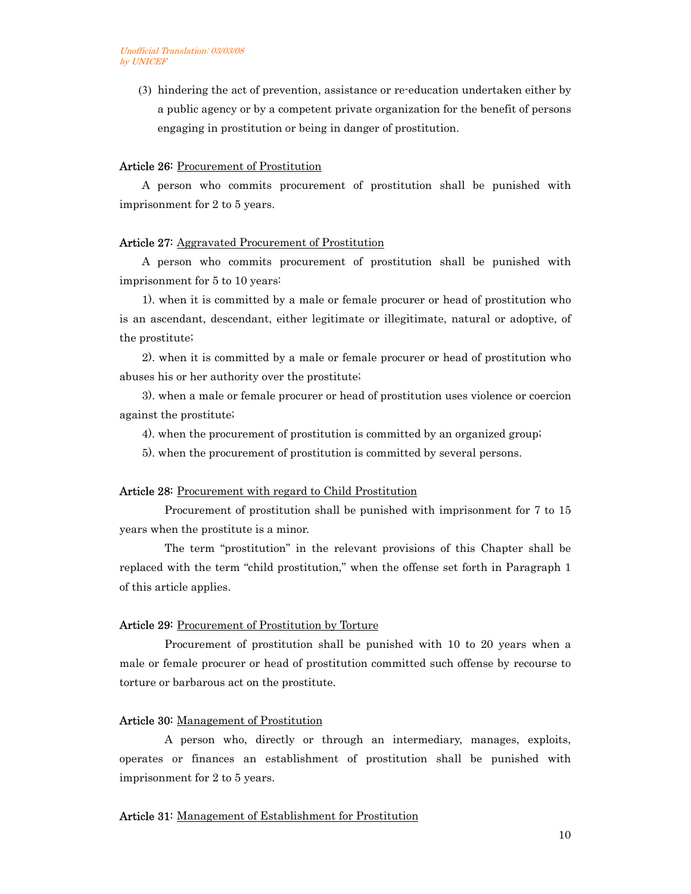(3) hindering the act of prevention, assistance or re-education undertaken either by a public agency or by a competent private organization for the benefit of persons engaging in prostitution or being in danger of prostitution.

**Article 26:** Procurement of Prostitution

A person who commits procurement of prostitution shall be punished with imprisonment for 2 to 5 years.

**Article 27:** Aggravated Procurement of Prostitution

A person who commits procurement of prostitution shall be punished with imprisonment for 5 to 10 years:

1). when it is committed by a male or female procurer or head of prostitution who is an ascendant, descendant, either legitimate or illegitimate, natural or adoptive, of the prostitute;

2). when it is committed by a male or female procurer or head of prostitution who abuses his or her authority over the prostitute;

3). when a male or female procurer or head of prostitution uses violence or coercion against the prostitute;

4). when the procurement of prostitution is committed by an organized group;

5). when the procurement of prostitution is committed by several persons.

**Article 28:** Procurement with regard to Child Prostitution

Procurement of prostitution shall be punished with imprisonment for 7 to 15 years when the prostitute is a minor.

The term "prostitution" in the relevant provisions of this Chapter shall be replaced with the term "child prostitution," when the offense set forth in Paragraph 1 of this article applies.

**Article 29:** Procurement of Prostitution by Torture

Procurement of prostitution shall be punished with 10 to 20 years when a male or female procurer or head of prostitution committed such offense by recourse to torture or barbarous act on the prostitute.

**Article 30:** Management of Prostitution

A person who, directly or through an intermediary, manages, exploits, operates or finances an establishment of prostitution shall be punished with imprisonment for 2 to 5 years.

**Article 31:** Management of Establishment for Prostitution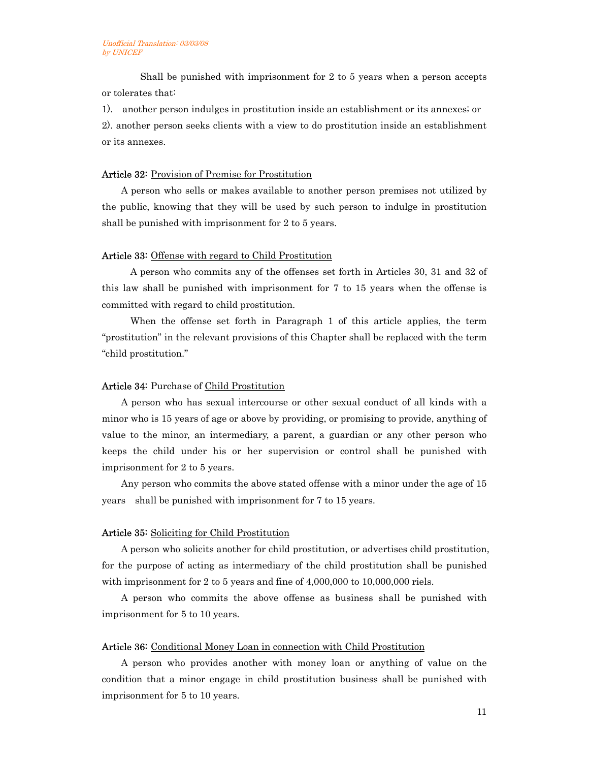Shall be punished with imprisonment for 2 to 5 years when a person accepts or tolerates that:

1). another person indulges in prostitution inside an establishment or its annexes; or

2). another person seeks clients with a view to do prostitution inside an establishment or its annexes.

**Article 32:** Provision of Premise for Prostitution

A person who sells or makes available to another person premises not utilized by the public, knowing that they will be used by such person to indulge in prostitution shall be punished with imprisonment for 2 to 5 years.

**Article 33:** Offense with regard to Child Prostitution

A person who commits any of the offenses set forth in Articles 30, 31 and 32 of this law shall be punished with imprisonment for 7 to 15 years when the offense is committed with regard to child prostitution.

When the offense set forth in Paragraph 1 of this article applies, the term "prostitution" in the relevant provisions of this Chapter shall be replaced with the term "child prostitution."

**Article 34:** Purchase of Child Prostitution

A person who has sexual intercourse or other sexual conduct of all kinds with a minor who is 15 years of age or above by providing, or promising to provide, anything of value to the minor, an intermediary, a parent, a guardian or any other person who keeps the child under his or her supervision or control shall be punished with imprisonment for 2 to 5 years.

Any person who commits the above stated offense with a minor under the age of 15 years shall be punished with imprisonment for 7 to 15 years.

**Article 35:** Soliciting for Child Prostitution

A person who solicits another for child prostitution, or advertises child prostitution, for the purpose of acting as intermediary of the child prostitution shall be punished with imprisonment for 2 to 5 years and fine of 4,000,000 to 10,000,000 riels.

A person who commits the above offense as business shall be punished with imprisonment for 5 to 10 years.

**Article 36:** Conditional Money Loan in connection with Child Prostitution

A person who provides another with money loan or anything of value on the condition that a minor engage in child prostitution business shall be punished with imprisonment for 5 to 10 years.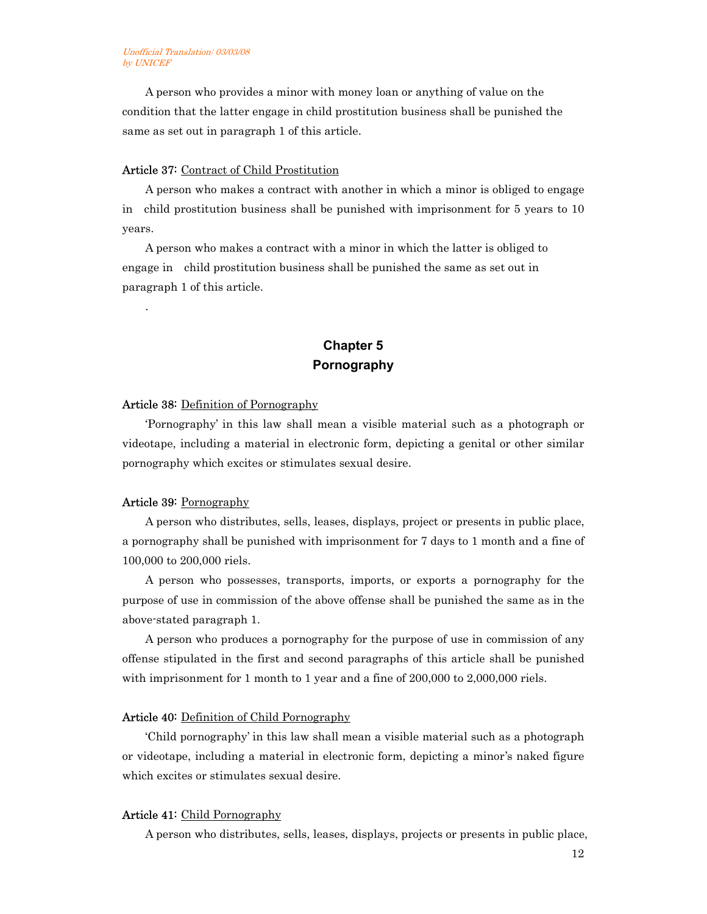A person who provides a minor with money loan or anything of value on the condition that the latter engage in child prostitution business shall be punished the same as set out in paragraph 1 of this article.

**Article 37:** Contract of Child Prostitution

A person who makes a contract with another in which a minor is obliged to engage in child prostitution business shall be punished with imprisonment for 5 years to 10 years.

A person who makes a contract with a minor in which the latter is obliged to engage in child prostitution business shall be punished the same as set out in paragraph 1 of this article.

.

## Chapter 5
## Pornography

**Article 38:** Definition of Pornography

'Pornography' in this law shall mean a visible material such as a photograph or videotape, including a material in electronic form, depicting a genital or other similar pornography which excites or stimulates sexual desire.

**Article 39:** Pornography

A person who distributes, sells, leases, displays, project or presents in public place, a pornography shall be punished with imprisonment for 7 days to 1 month and a fine of 100,000 to 200,000 riels.

A person who possesses, transports, imports, or exports a pornography for the purpose of use in commission of the above offense shall be punished the same as in the above-stated paragraph 1.

A person who produces a pornography for the purpose of use in commission of any offense stipulated in the first and second paragraphs of this article shall be punished with imprisonment for 1 month to 1 year and a fine of 200,000 to 2,000,000 riels.

**Article 40:** Definition of Child Pornography

'Child pornography' in this law shall mean a visible material such as a photograph or videotape, including a material in electronic form, depicting a minor's naked figure which excites or stimulates sexual desire.

**Article 41:** Child Pornography

A person who distributes, sells, leases, displays, projects or presents in public place,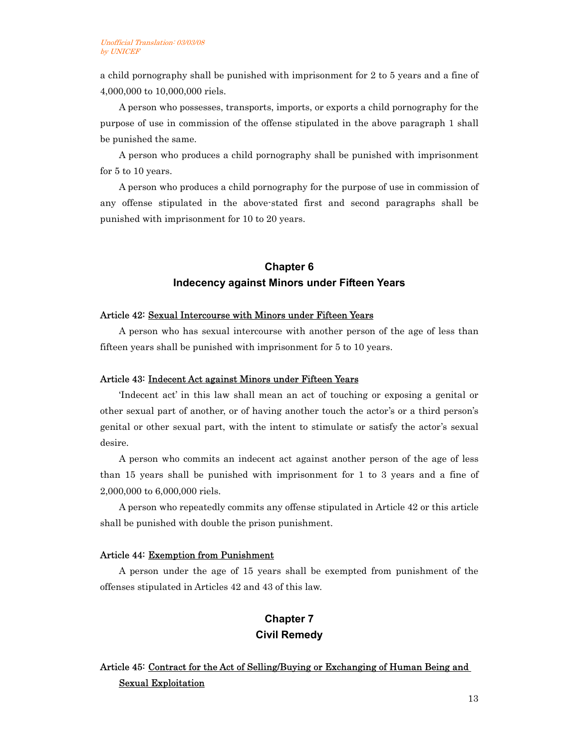a child pornography shall be punished with imprisonment for 2 to 5 years and a fine of 4,000,000 to 10,000,000 riels.

A person who possesses, transports, imports, or exports a child pornography for the purpose of use in commission of the offense stipulated in the above paragraph 1 shall be punished the same.

A person who produces a child pornography shall be punished with imprisonment for 5 to 10 years.

A person who produces a child pornography for the purpose of use in commission of any offense stipulated in the above-stated first and second paragraphs shall be punished with imprisonment for 10 to 20 years.

## Chapter 6
## Indecency against Minors under Fifteen Years

**Article 42:** Sexual Intercourse with Minors under Fifteen Years

A person who has sexual intercourse with another person of the age of less than fifteen years shall be punished with imprisonment for 5 to 10 years.

**Article 43:** Indecent Act against Minors under Fifteen Years

'Indecent act' in this law shall mean an act of touching or exposing a genital or other sexual part of another, or of having another touch the actor's or a third person's genital or other sexual part, with the intent to stimulate or satisfy the actor's sexual desire.

A person who commits an indecent act against another person of the age of less than 15 years shall be punished with imprisonment for 1 to 3 years and a fine of 2,000,000 to 6,000,000 riels.

A person who repeatedly commits any offense stipulated in Article 42 or this article shall be punished with double the prison punishment.

**Article 44:** Exemption from Punishment

A person under the age of 15 years shall be exempted from punishment of the offenses stipulated in Articles 42 and 43 of this law.

## Chapter 7
## Civil Remedy

**Article 45:** Contract for the Act of Selling/Buying or Exchanging of Human Being and Sexual Exploitation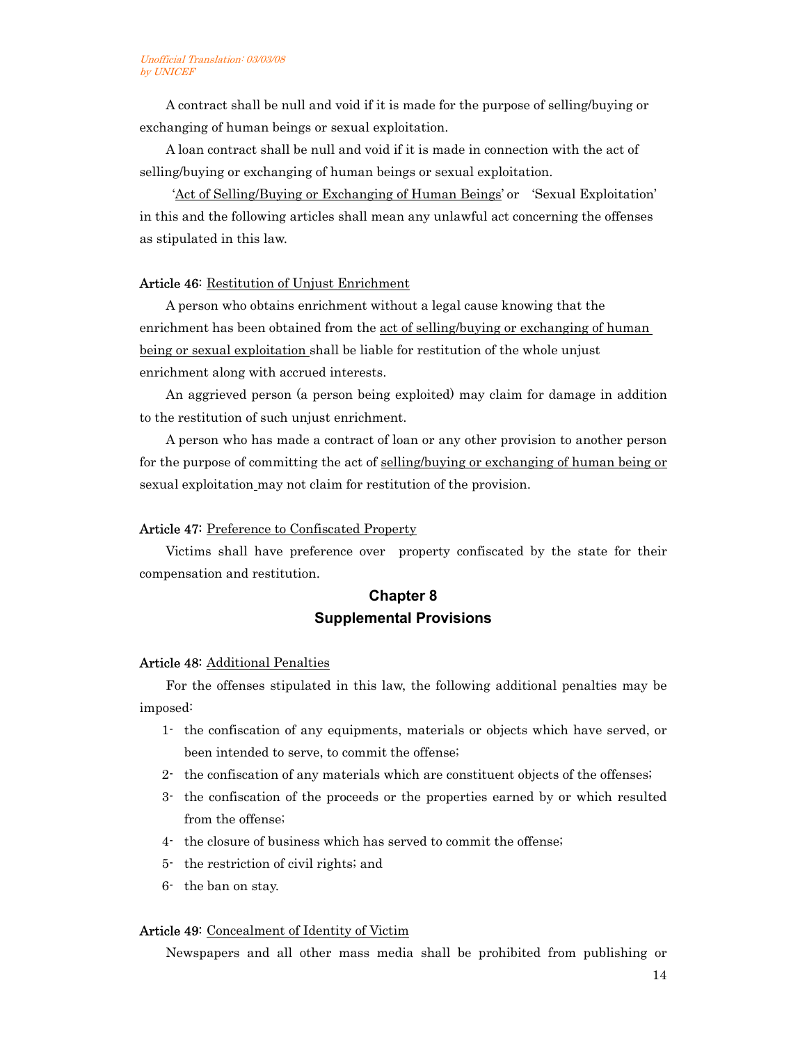A contract shall be null and void if it is made for the purpose of selling/buying or exchanging of human beings or sexual exploitation.

A loan contract shall be null and void if it is made in connection with the act of selling/buying or exchanging of human beings or sexual exploitation.

'Act of Selling/Buying or Exchanging of Human Beings' or 'Sexual Exploitation' in this and the following articles shall mean any unlawful act concerning the offenses as stipulated in this law.

**Article 46:** Restitution of Unjust Enrichment

A person who obtains enrichment without a legal cause knowing that the enrichment has been obtained from the act of selling/buying or exchanging of human being or sexual exploitation shall be liable for restitution of the whole unjust enrichment along with accrued interests.

An aggrieved person (a person being exploited) may claim for damage in addition to the restitution of such unjust enrichment.

A person who has made a contract of loan or any other provision to another person for the purpose of committing the act of selling/buying or exchanging of human being or sexual exploitation may not claim for restitution of the provision.

**Article 47:** Preference to Confiscated Property

Victims shall have preference over property confiscated by the state for their compensation and restitution.

## Chapter 8
## Supplemental Provisions

**Article 48:** Additional Penalties

For the offenses stipulated in this law, the following additional penalties may be imposed:

1- the confiscation of any equipments, materials or objects which have served, or been intended to serve, to commit the offense;
2- the confiscation of any materials which are constituent objects of the offenses;
3- the confiscation of the proceeds or the properties earned by or which resulted from the offense;
4- the closure of business which has served to commit the offense;
5- the restriction of civil rights; and
6- the ban on stay.

**Article 49:** Concealment of Identity of Victim

Newspapers and all other mass media shall be prohibited from publishing or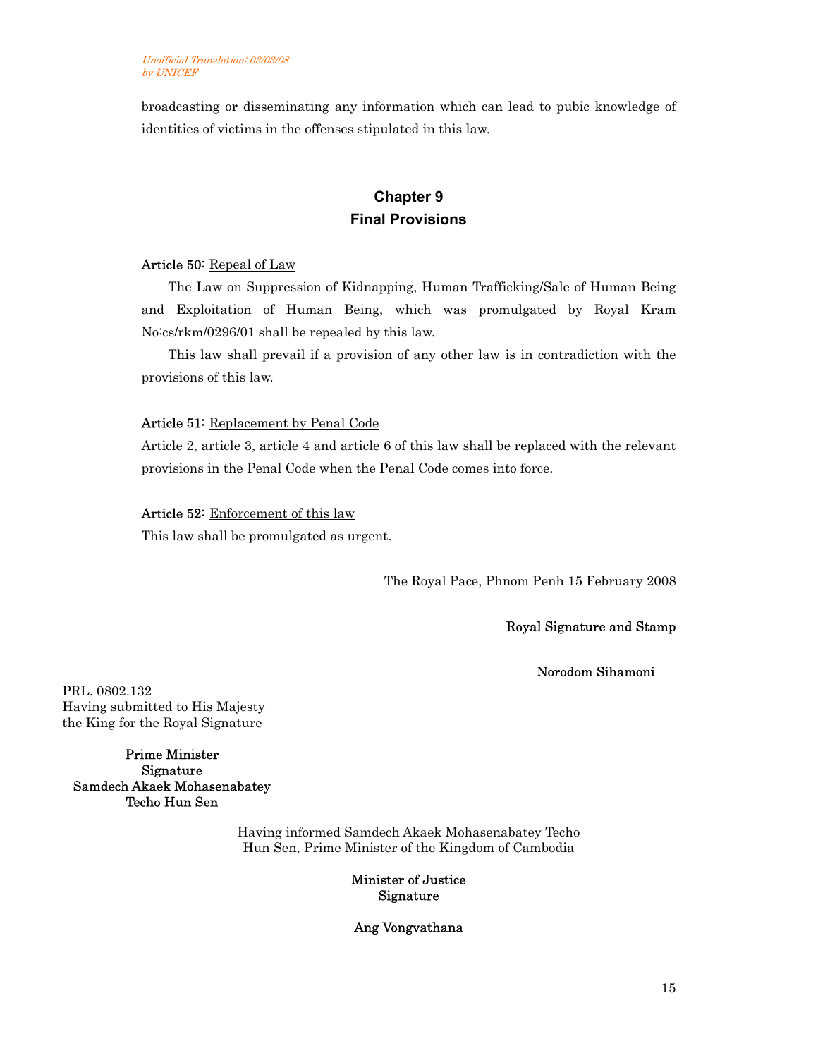broadcasting or disseminating any information which can lead to pubic knowledge of identities of victims in the offenses stipulated in this law.

## Chapter 9
## Final Provisions

**Article 50:** Repeal of Law

The Law on Suppression of Kidnapping, Human Trafficking/Sale of Human Being and Exploitation of Human Being, which was promulgated by Royal Kram No:cs/rkm/0296/01 shall be repealed by this law.

This law shall prevail if a provision of any other law is in contradiction with the provisions of this law.

**Article 51:** Replacement by Penal Code

Article 2, article 3, article 4 and article 6 of this law shall be replaced with the relevant provisions in the Penal Code when the Penal Code comes into force.

**Article 52:** Enforcement of this law

This law shall be promulgated as urgent.

The Royal Pace, Phnom Penh 15 February 2008

**Royal Signature and Stamp**

**Norodom Sihamoni**

PRL. 0802.132
Having submitted to His Majesty the King for the Royal Signature

**Prime Minister**
**Signature**
**Samdech Akaek Mohasenabatey Techo Hun Sen**

Having informed Samdech Akaek Mohasenabatey Techo Hun Sen, Prime Minister of the Kingdom of Cambodia

**Minister of Justice**
**Signature**

**Ang Vongvathana**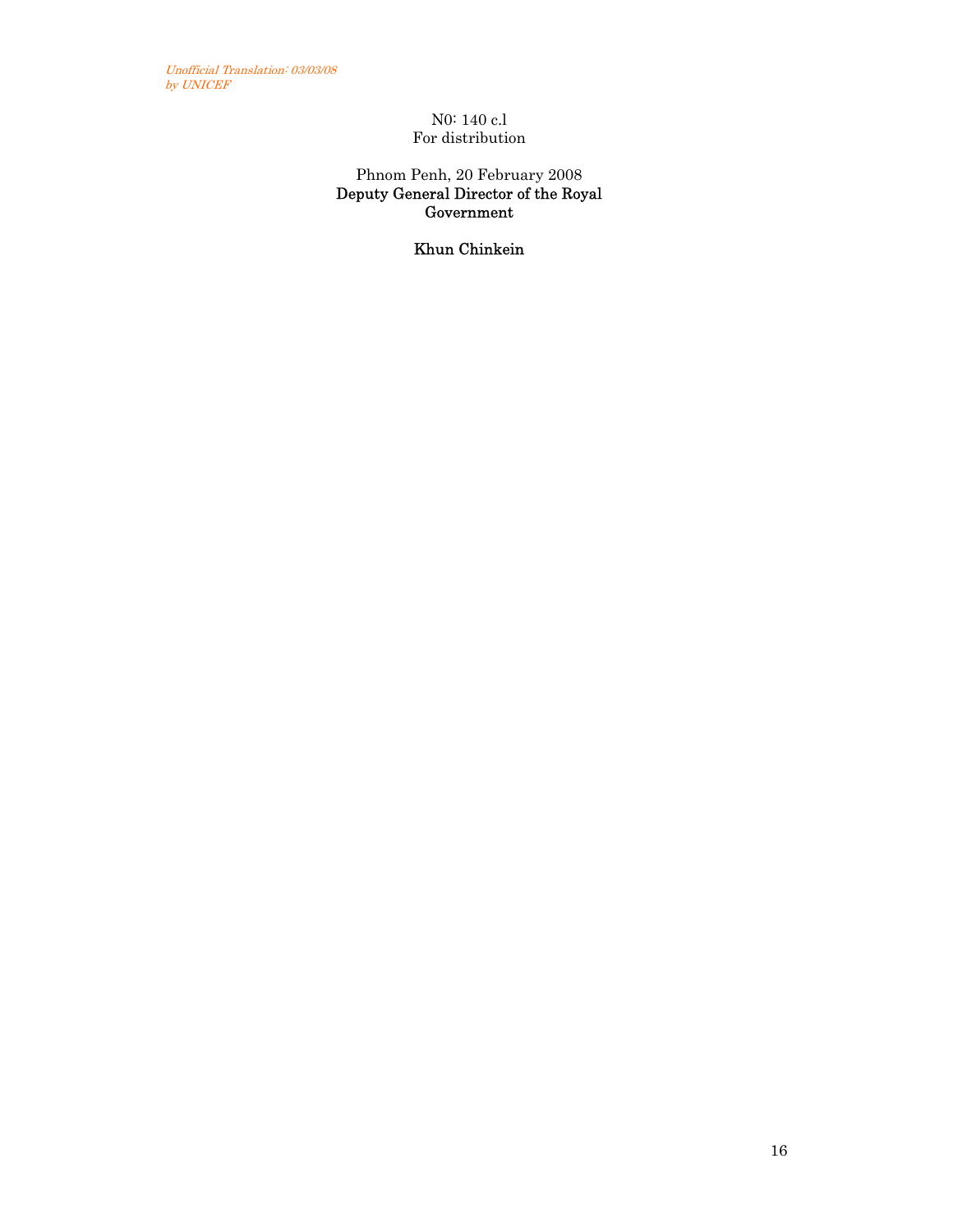*Unofficial Translation: 03/03/08*
*by UNICEF*

N0: 140 c.l
For distribution

Phnom Penh, 20 February 2008
**Deputy General Director of the Royal Government**

**Khun Chinkein**